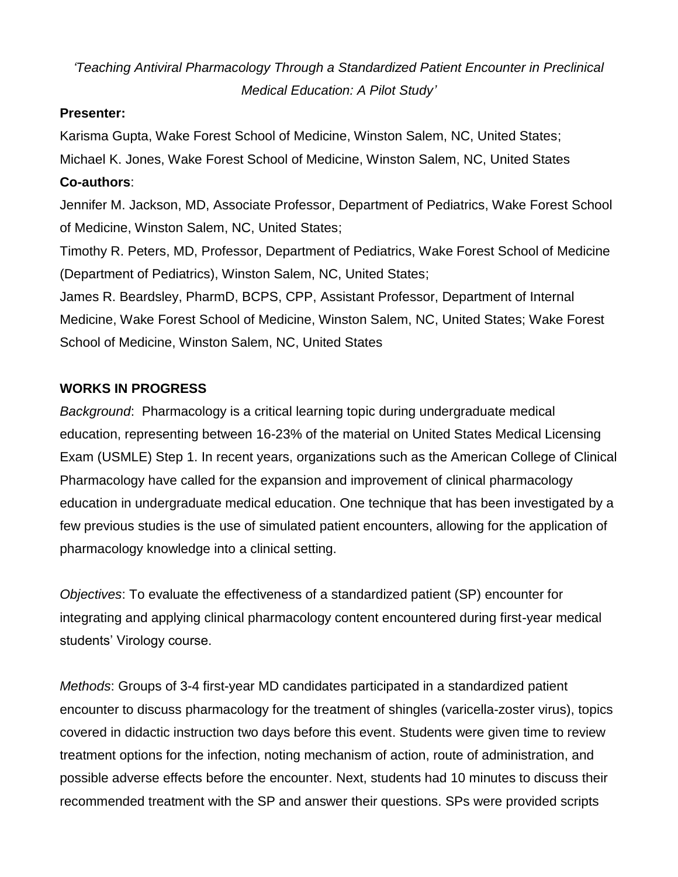*'Teaching Antiviral Pharmacology Through a Standardized Patient Encounter in Preclinical Medical Education: A Pilot Study'*

**Presenter:**

Karisma Gupta, Wake Forest School of Medicine, Winston Salem, NC, United States;
Michael K. Jones, Wake Forest School of Medicine, Winston Salem, NC, United States

**Co-authors**:

Jennifer M. Jackson, MD, Associate Professor, Department of Pediatrics, Wake Forest School of Medicine, Winston Salem, NC, United States;
Timothy R. Peters, MD, Professor, Department of Pediatrics, Wake Forest School of Medicine (Department of Pediatrics), Winston Salem, NC, United States;
James R. Beardsley, PharmD, BCPS, CPP, Assistant Professor, Department of Internal Medicine, Wake Forest School of Medicine, Winston Salem, NC, United States; Wake Forest School of Medicine, Winston Salem, NC, United States

**WORKS IN PROGRESS**

*Background*: Pharmacology is a critical learning topic during undergraduate medical education, representing between 16-23% of the material on United States Medical Licensing Exam (USMLE) Step 1. In recent years, organizations such as the American College of Clinical Pharmacology have called for the expansion and improvement of clinical pharmacology education in undergraduate medical education. One technique that has been investigated by a few previous studies is the use of simulated patient encounters, allowing for the application of pharmacology knowledge into a clinical setting.

*Objectives*: To evaluate the effectiveness of a standardized patient (SP) encounter for integrating and applying clinical pharmacology content encountered during first-year medical students' Virology course.

*Methods*: Groups of 3-4 first-year MD candidates participated in a standardized patient encounter to discuss pharmacology for the treatment of shingles (varicella-zoster virus), topics covered in didactic instruction two days before this event. Students were given time to review treatment options for the infection, noting mechanism of action, route of administration, and possible adverse effects before the encounter. Next, students had 10 minutes to discuss their recommended treatment with the SP and answer their questions. SPs were provided scripts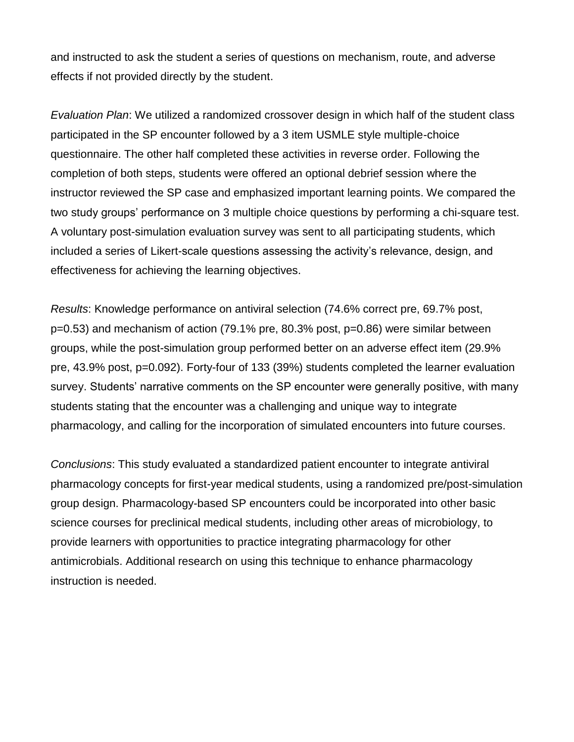and instructed to ask the student a series of questions on mechanism, route, and adverse effects if not provided directly by the student.

*Evaluation Plan*: We utilized a randomized crossover design in which half of the student class participated in the SP encounter followed by a 3 item USMLE style multiple-choice questionnaire. The other half completed these activities in reverse order. Following the completion of both steps, students were offered an optional debrief session where the instructor reviewed the SP case and emphasized important learning points. We compared the two study groups' performance on 3 multiple choice questions by performing a chi-square test. A voluntary post-simulation evaluation survey was sent to all participating students, which included a series of Likert-scale questions assessing the activity's relevance, design, and effectiveness for achieving the learning objectives.

*Results*: Knowledge performance on antiviral selection (74.6% correct pre, 69.7% post, $p=0.53$) and mechanism of action (79.1% pre, 80.3% post, $p=0.86$) were similar between groups, while the post-simulation group performed better on an adverse effect item (29.9% pre, 43.9% post, $p=0.092$). Forty-four of 133 (39%) students completed the learner evaluation survey. Students' narrative comments on the SP encounter were generally positive, with many students stating that the encounter was a challenging and unique way to integrate pharmacology, and calling for the incorporation of simulated encounters into future courses.

*Conclusions*: This study evaluated a standardized patient encounter to integrate antiviral pharmacology concepts for first-year medical students, using a randomized pre/post-simulation group design. Pharmacology-based SP encounters could be incorporated into other basic science courses for preclinical medical students, including other areas of microbiology, to provide learners with opportunities to practice integrating pharmacology for other antimicrobials. Additional research on using this technique to enhance pharmacology instruction is needed.